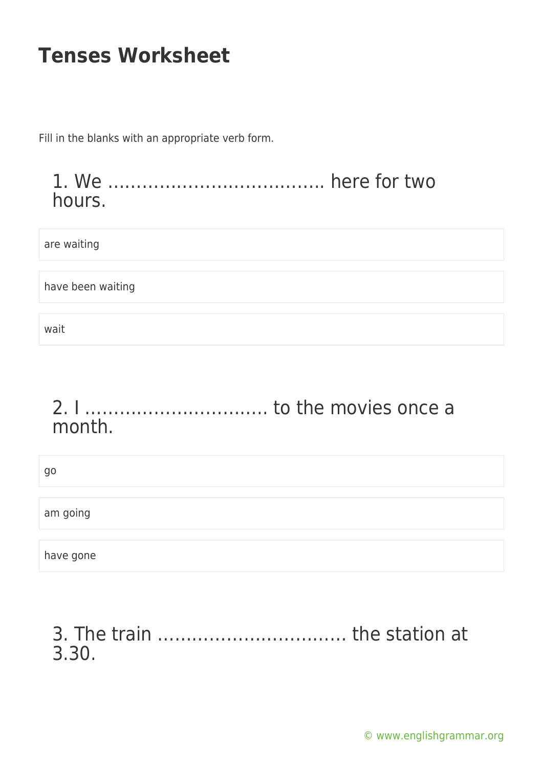# Tenses Worksheet

Fill in the blanks with an appropriate verb form.

## 1. We ………………………………. here for two hours.

are waiting

have been waiting

wait

## 2. I ………………………….. to the movies once a month.

go

am going

have gone

## 3. The train …………………………… the station at 3.30.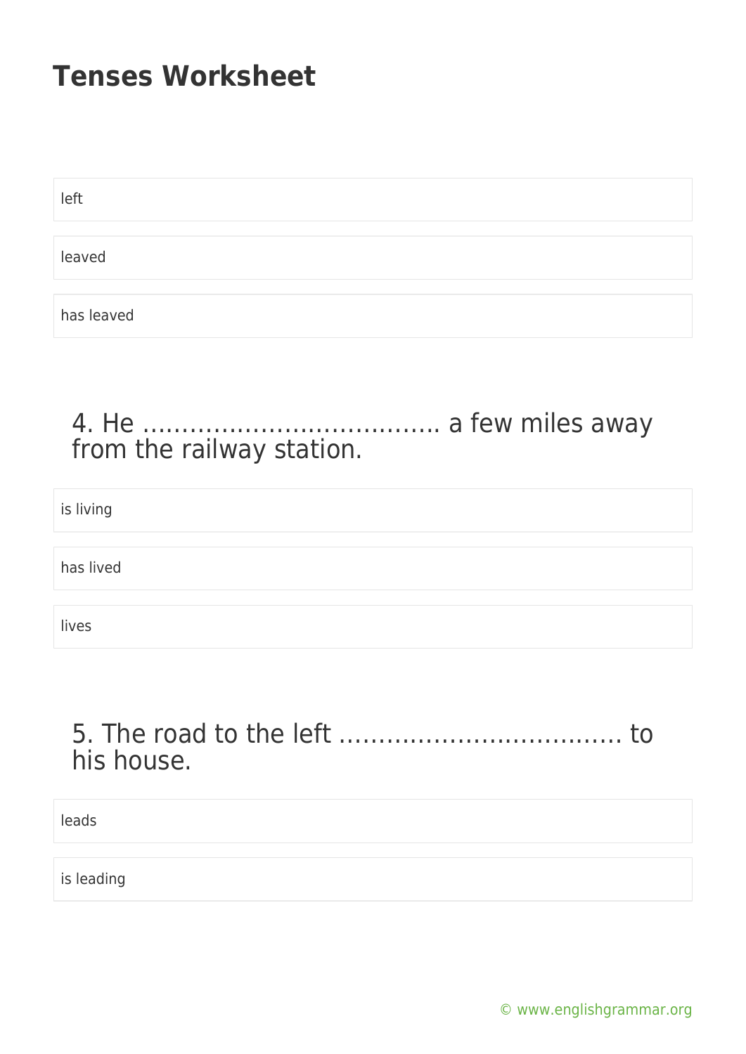# Tenses Worksheet

left

leaved

has leaved

4. He ……………………………….. a few miles away from the railway station.

is living

has lived

lives

5. The road to the left ……………………………… to his house.

leads

is leading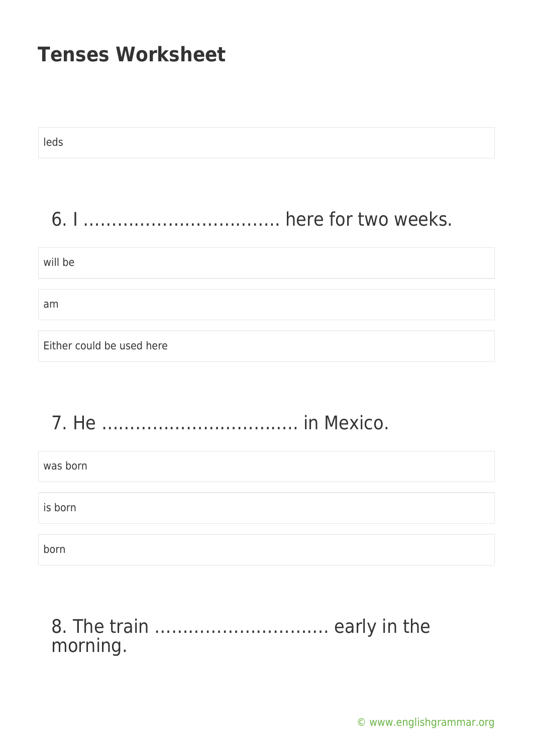leds

## 6. I ……………………………. here for two weeks.

will be

am

Either could be used here

## 7. He ……………………………. in Mexico.

was born

is born

born

## 8. The train …………………………. early in the morning.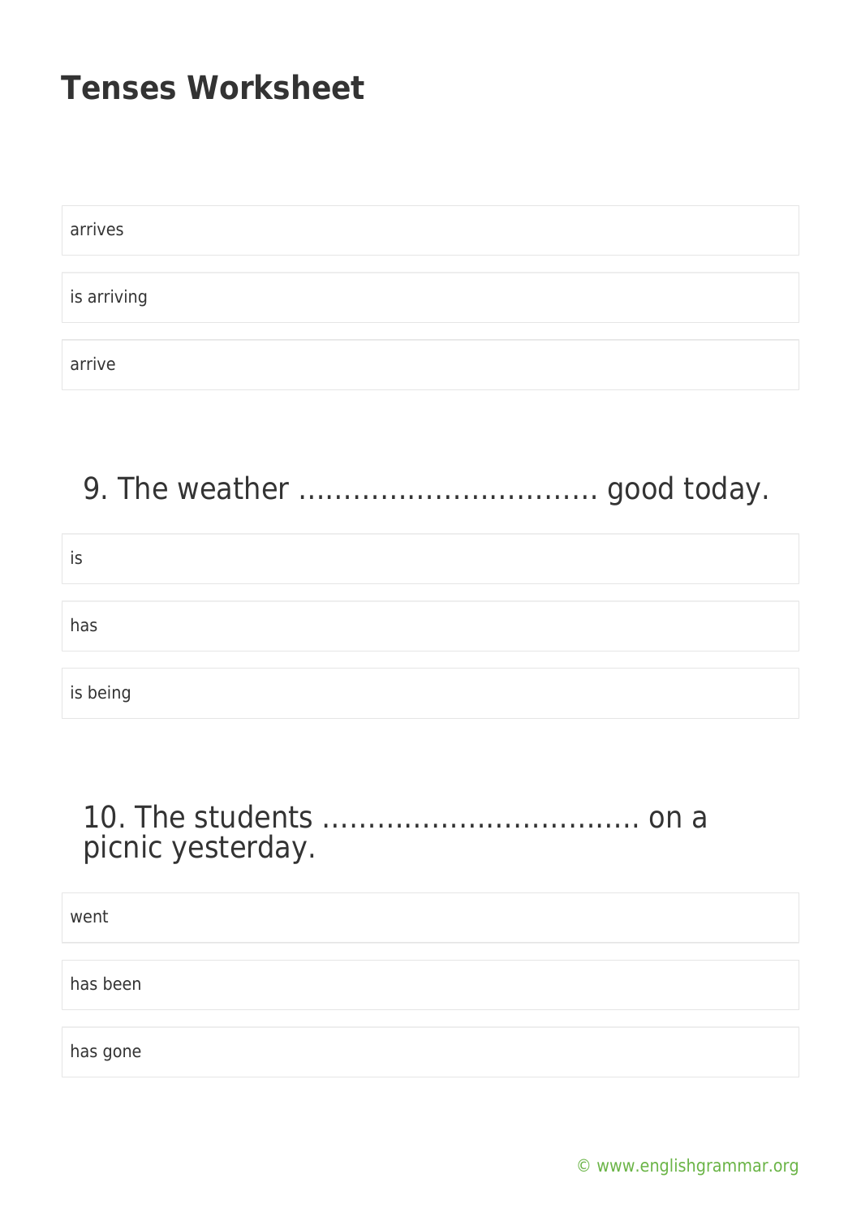- arrives
- is arriving
- arrive

## 9. The weather …………………………… good today.

- is
- has
- is being

## 10. The students ……………………………. on a picnic yesterday.

- went
- has been
- has gone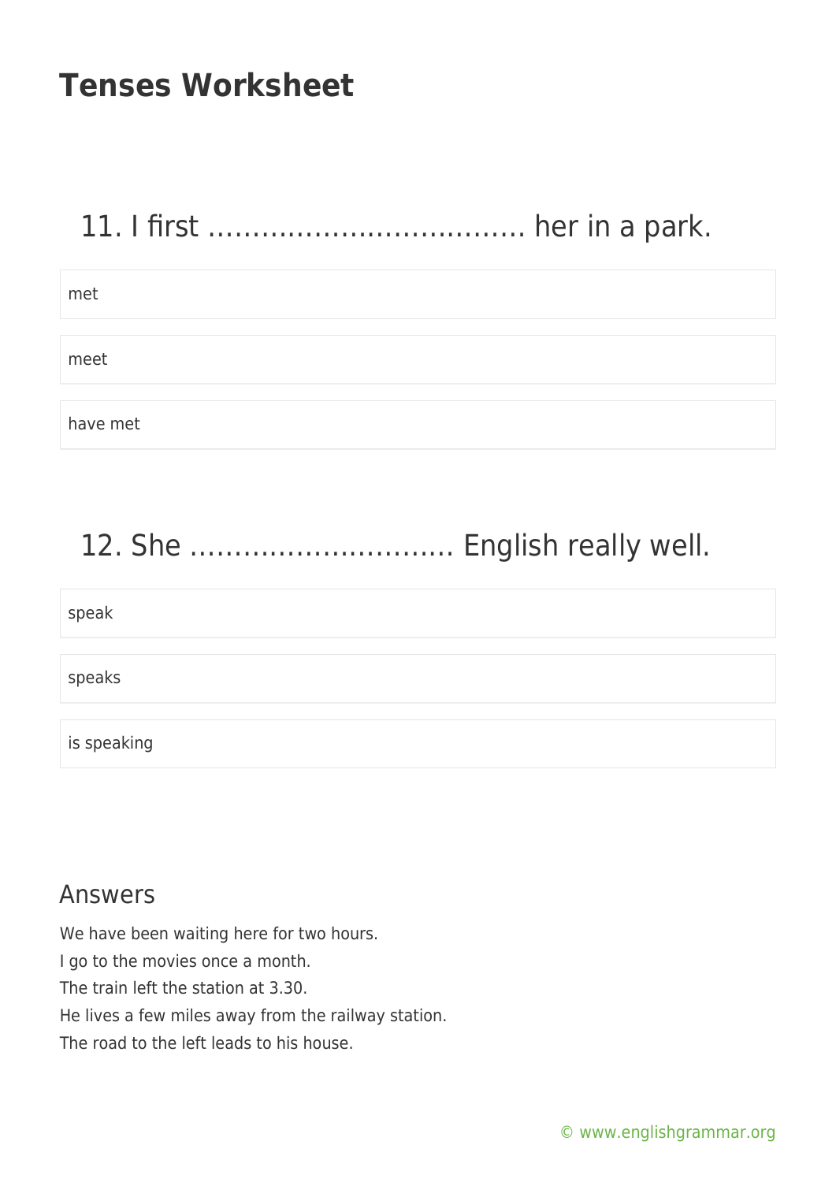# Tenses Worksheet

## 11. I first ……………………………… her in a park.

met

meet

have met

## 12. She ……………………….. English really well.

speak

speaks

is speaking

## Answers

We have been waiting here for two hours.
I go to the movies once a month.
The train left the station at 3.30.
He lives a few miles away from the railway station.
The road to the left leads to his house.

© www.englishgrammar.org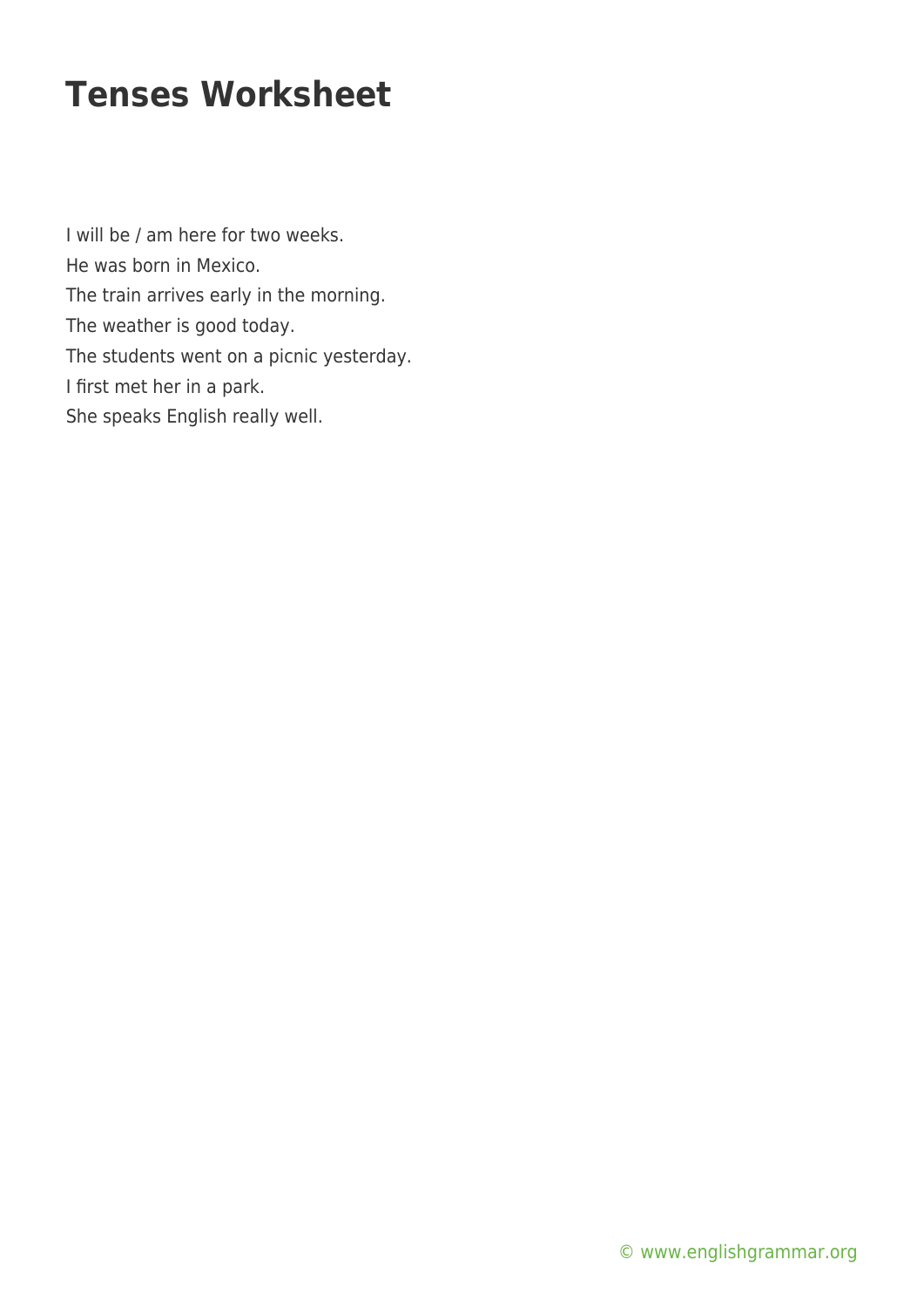# Tenses Worksheet

I will be / am here for two weeks.
He was born in Mexico.
The train arrives early in the morning.
The weather is good today.
The students went on a picnic yesterday.
I first met her in a park.
She speaks English really well.